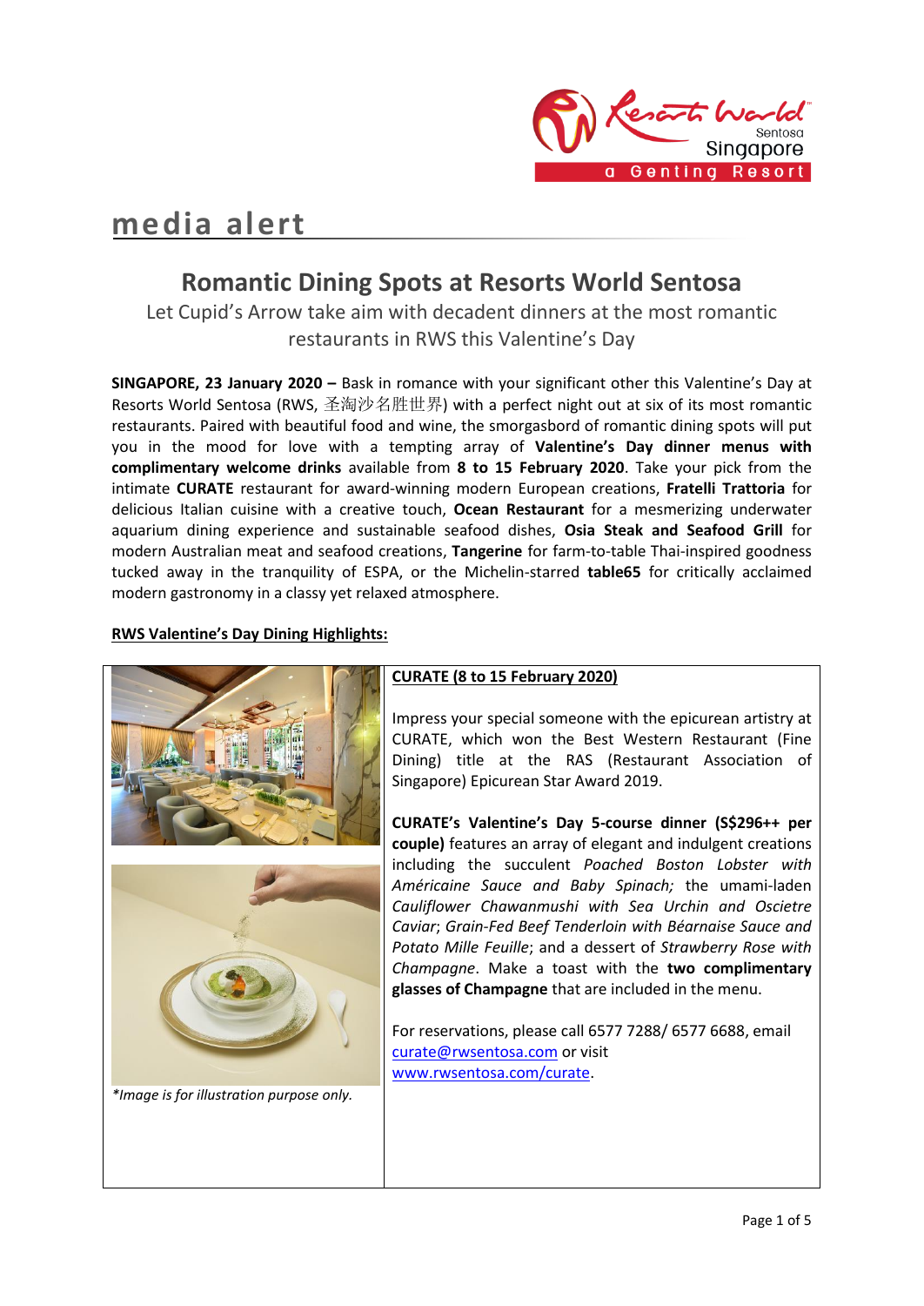# media alert

## Romantic Dining Spots at Resorts World Sentosa

Let Cupid's Arrow take aim with decadent dinners at the most romantic restaurants in RWS this Valentine's Day

**SINGAPORE, 23 January 2020 –** Bask in romance with your significant other this Valentine's Day at Resorts World Sentosa (RWS, 圣淘沙名胜世界) with a perfect night out at six of its most romantic restaurants. Paired with beautiful food and wine, the smorgasbord of romantic dining spots will put you in the mood for love with a tempting array of **Valentine's Day dinner menus with complimentary welcome drinks** available from **8 to 15 February 2020**. Take your pick from the intimate **CURATE** restaurant for award-winning modern European creations, **Fratelli Trattoria** for delicious Italian cuisine with a creative touch, **Ocean Restaurant** for a mesmerizing underwater aquarium dining experience and sustainable seafood dishes, **Osia Steak and Seafood Grill** for modern Australian meat and seafood creations, **Tangerine** for farm-to-table Thai-inspired goodness tucked away in the tranquility of ESPA, or the Michelin-starred **table65** for critically acclaimed modern gastronomy in a classy yet relaxed atmosphere.

**RWS Valentine's Day Dining Highlights:**

*Image is for illustration purpose only.*

**CURATE (8 to 15 February 2020)**

Impress your special someone with the epicurean artistry at CURATE, which won the Best Western Restaurant (Fine Dining) title at the RAS (Restaurant Association of Singapore) Epicurean Star Award 2019.

**CURATE's Valentine's Day 5-course dinner (S$296++ per couple)** features an array of elegant and indulgent creations including the succulent *Poached Boston Lobster with Américaine Sauce and Baby Spinach;* the umami-laden *Cauliflower Chawanmushi with Sea Urchin and Oscietre Caviar*; *Grain-Fed Beef Tenderloin with Béarnaise Sauce and Potato Mille Feuille*; and a dessert of *Strawberry Rose with Champagne*. Make a toast with the **two complimentary glasses of Champagne** that are included in the menu.

For reservations, please call 6577 7288/ 6577 6688, email curate@rwsentosa.com or visit www.rwsentosa.com/curate.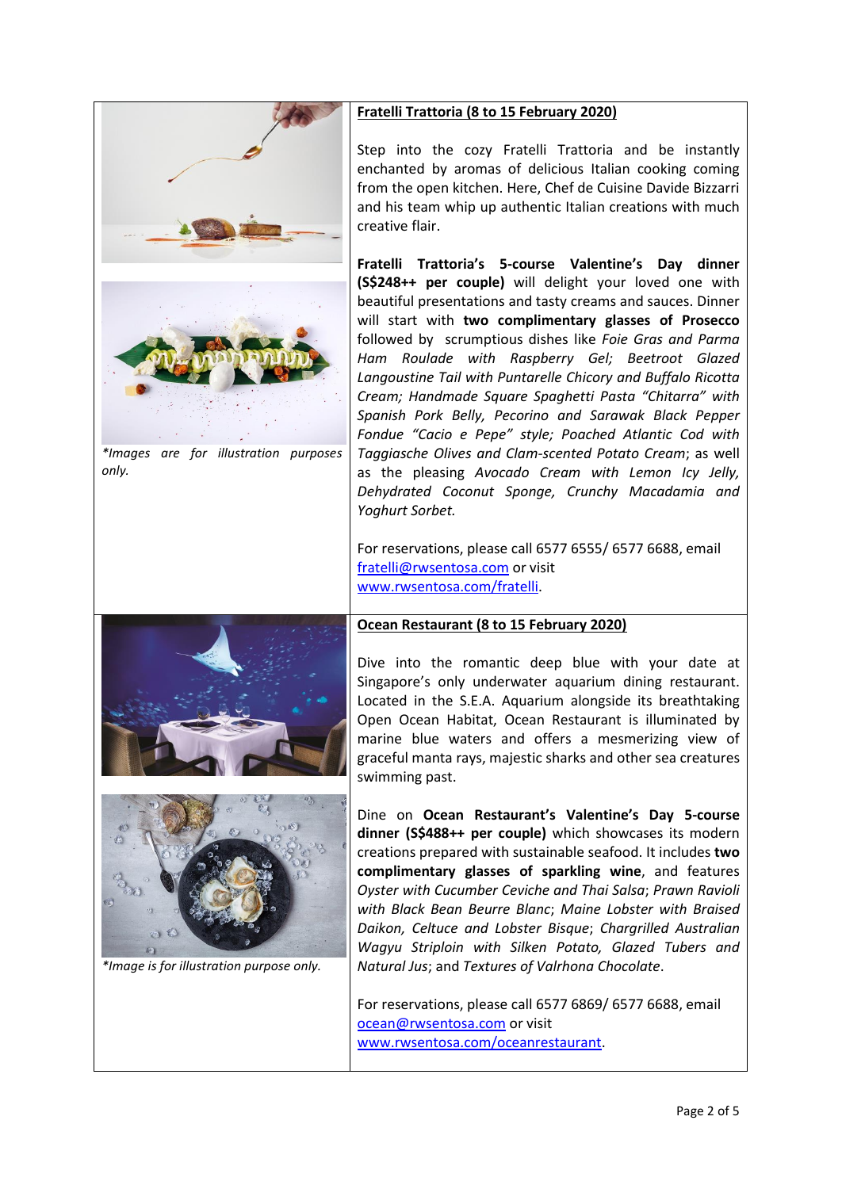*Images are for illustration purposes only.*

**Fratelli Trattoria (8 to 15 February 2020)**

Step into the cozy Fratelli Trattoria and be instantly enchanted by aromas of delicious Italian cooking coming from the open kitchen. Here, Chef de Cuisine Davide Bizzarri and his team whip up authentic Italian creations with much creative flair.

**Fratelli Trattoria's 5-course Valentine's Day dinner (S$248++ per couple)** will delight your loved one with beautiful presentations and tasty creams and sauces. Dinner will start with **two complimentary glasses of Prosecco** followed by scrumptious dishes like *Foie Gras and Parma Ham Roulade with Raspberry Gel; Beetroot Glazed Langoustine Tail with Puntarelle Chicory and Buffalo Ricotta Cream; Handmade Square Spaghetti Pasta "Chitarra" with Spanish Pork Belly, Pecorino and Sarawak Black Pepper Fondue "Cacio e Pepe" style; Poached Atlantic Cod with Taggiasche Olives and Clam-scented Potato Cream*; as well as the pleasing *Avocado Cream with Lemon Icy Jelly, Dehydrated Coconut Sponge, Crunchy Macadamia and Yoghurt Sorbet.*

For reservations, please call 6577 6555/ 6577 6688, email fratelli@rwsentosa.com or visit www.rwsentosa.com/fratelli.

*Image is for illustration purpose only.*

**Ocean Restaurant (8 to 15 February 2020)**

Dive into the romantic deep blue with your date at Singapore's only underwater aquarium dining restaurant. Located in the S.E.A. Aquarium alongside its breathtaking Open Ocean Habitat, Ocean Restaurant is illuminated by marine blue waters and offers a mesmerizing view of graceful manta rays, majestic sharks and other sea creatures swimming past.

Dine on **Ocean Restaurant's Valentine's Day 5-course dinner (S$488++ per couple)** which showcases its modern creations prepared with sustainable seafood. It includes **two complimentary glasses of sparkling wine**, and features *Oyster with Cucumber Ceviche and Thai Salsa*; *Prawn Ravioli with Black Bean Beurre Blanc*; *Maine Lobster with Braised Daikon, Celtuce and Lobster Bisque*; *Chargrilled Australian Wagyu Striploin with Silken Potato, Glazed Tubers and Natural Jus*; and *Textures of Valrhona Chocolate*.

For reservations, please call 6577 6869/ 6577 6688, email ocean@rwsentosa.com or visit www.rwsentosa.com/oceanrestaurant.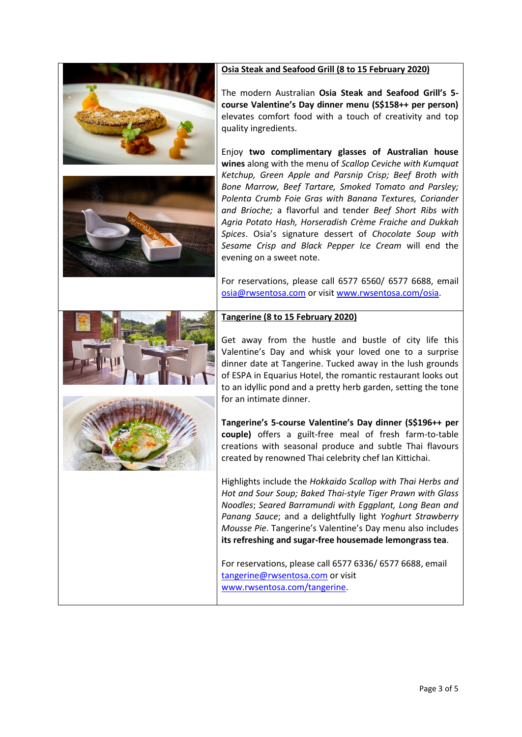**<u>Osia Steak and Seafood Grill (8 to 15 February 2020)</u>**

The modern Australian **Osia Steak and Seafood Grill's 5-course Valentine's Day dinner menu (S$158++ per person)** elevates comfort food with a touch of creativity and top quality ingredients.

Enjoy **two complimentary glasses of Australian house wines** along with the menu of *Scallop Ceviche with Kumquat Ketchup, Green Apple and Parsnip Crisp; Beef Broth with Bone Marrow, Beef Tartare, Smoked Tomato and Parsley; Polenta Crumb Foie Gras with Banana Textures, Coriander and Brioche;* a flavorful and tender *Beef Short Ribs with Agria Potato Hash, Horseradish Crème Fraiche and Dukkah Spices*. Osia's signature dessert of *Chocolate Soup with Sesame Crisp and Black Pepper Ice Cream* will end the evening on a sweet note.

For reservations, please call 6577 6560/ 6577 6688, email osia@rwsentosa.com or visit www.rwsentosa.com/osia.

**<u>Tangerine (8 to 15 February 2020)</u>**

Get away from the hustle and bustle of city life this Valentine's Day and whisk your loved one to a surprise dinner date at Tangerine. Tucked away in the lush grounds of ESPA in Equarius Hotel, the romantic restaurant looks out to an idyllic pond and a pretty herb garden, setting the tone for an intimate dinner.

**Tangerine's 5-course Valentine's Day dinner (S$196++ per couple)** offers a guilt-free meal of fresh farm-to-table creations with seasonal produce and subtle Thai flavours created by renowned Thai celebrity chef Ian Kittichai.

Highlights include the *Hokkaido Scallop with Thai Herbs and Hot and Sour Soup; Baked Thai-style Tiger Prawn with Glass Noodles*; *Seared Barramundi with Eggplant, Long Bean and Panang Sauce*; and a delightfully light *Yoghurt Strawberry Mousse Pie*. Tangerine's Valentine's Day menu also includes **its refreshing and sugar-free housemade lemongrass tea**.

For reservations, please call 6577 6336/ 6577 6688, email tangerine@rwsentosa.com or visit www.rwsentosa.com/tangerine.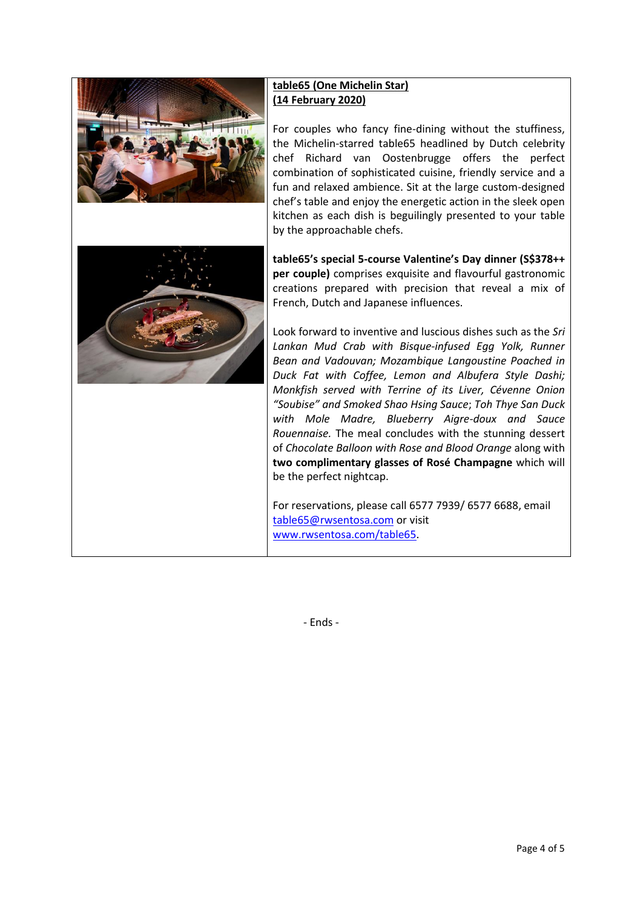**<u>table65 (One Michelin Star)</u>**
**<u>(14 February 2020)</u>**

For couples who fancy fine-dining without the stuffiness, the Michelin-starred table65 headlined by Dutch celebrity chef Richard van Oostenbrugge offers the perfect combination of sophisticated cuisine, friendly service and a fun and relaxed ambience. Sit at the large custom-designed chef's table and enjoy the energetic action in the sleek open kitchen as each dish is beguilingly presented to your table by the approachable chefs.

**table65's special 5-course Valentine's Day dinner (S$378++ per couple)** comprises exquisite and flavourful gastronomic creations prepared with precision that reveal a mix of French, Dutch and Japanese influences.

Look forward to inventive and luscious dishes such as the *Sri Lankan Mud Crab with Bisque-infused Egg Yolk, Runner Bean and Vadouvan; Mozambique Langoustine Poached in Duck Fat with Coffee, Lemon and Albufera Style Dashi; Monkfish served with Terrine of its Liver, Cévenne Onion "Soubise" and Smoked Shao Hsing Sauce*; *Toh Thye San Duck with Mole Madre, Blueberry Aigre-doux and Sauce Rouennaise.* The meal concludes with the stunning dessert of *Chocolate Balloon with Rose and Blood Orange* along with **two complimentary glasses of Rosé Champagne** which will be the perfect nightcap.

For reservations, please call 6577 7939/ 6577 6688, email table65@rwsentosa.com or visit www.rwsentosa.com/table65.

- Ends -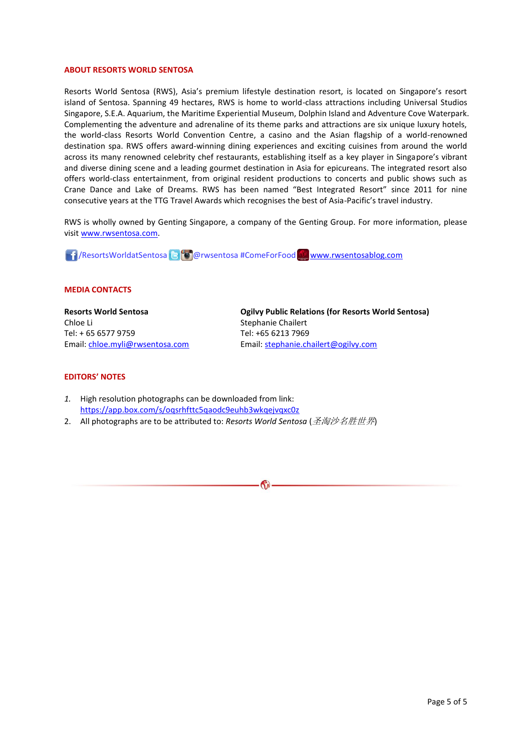## ABOUT RESORTS WORLD SENTOSA

Resorts World Sentosa (RWS), Asia's premium lifestyle destination resort, is located on Singapore's resort island of Sentosa. Spanning 49 hectares, RWS is home to world-class attractions including Universal Studios Singapore, S.E.A. Aquarium, the Maritime Experiential Museum, Dolphin Island and Adventure Cove Waterpark. Complementing the adventure and adrenaline of its theme parks and attractions are six unique luxury hotels, the world-class Resorts World Convention Centre, a casino and the Asian flagship of a world-renowned destination spa. RWS offers award-winning dining experiences and exciting cuisines from around the world across its many renowned celebrity chef restaurants, establishing itself as a key player in Singapore's vibrant and diverse dining scene and a leading gourmet destination in Asia for epicureans. The integrated resort also offers world-class entertainment, from original resident productions to concerts and public shows such as Crane Dance and Lake of Dreams. RWS has been named "Best Integrated Resort" since 2011 for nine consecutive years at the TTG Travel Awards which recognises the best of Asia-Pacific's travel industry.

RWS is wholly owned by Genting Singapore, a company of the Genting Group. For more information, please visit www.rwsentosa.com.

/ResortsWorldatSentosa @rwsentosa #ComeForFood www.rwsentosablog.com

## MEDIA CONTACTS

**Resorts World Sentosa**
Chloe Li
Tel: + 65 6577 9759
Email: chloe.myli@rwsentosa.com

**Ogilvy Public Relations (for Resorts World Sentosa)**
Stephanie Chailert
Tel: +65 6213 7969
Email: stephanie.chailert@ogilvy.com

## EDITORS' NOTES

1. High resolution photographs can be downloaded from link: https://app.box.com/s/oqsrhfttc5qaodc9euhb3wkqejvqxc0z
2. All photographs are to be attributed to: *Resorts World Sentosa* (*圣淘沙名胜世界*)